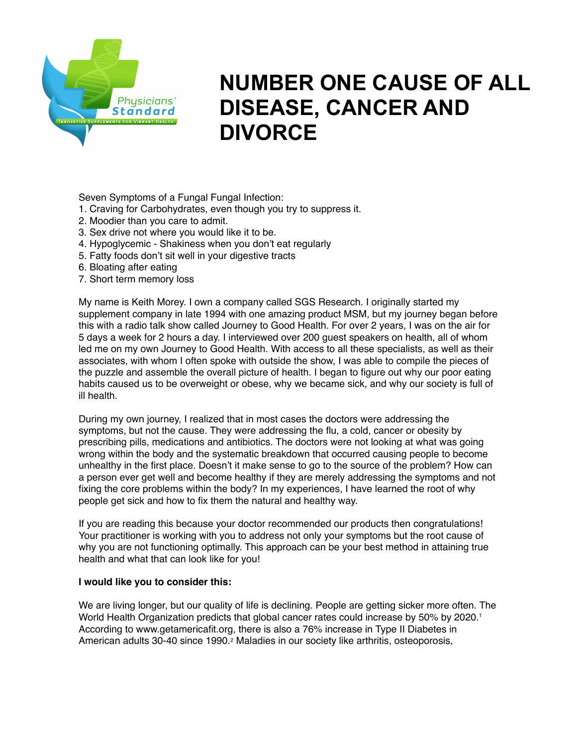# NUMBER ONE CAUSE OF ALL DISEASE, CANCER AND DIVORCE

Seven Symptoms of a Fungal Fungal Infection:

1. Craving for Carbohydrates, even though you try to suppress it.
2. Moodier than you care to admit.
3. Sex drive not where you would like it to be.
4. Hypoglycemic - Shakiness when you don't eat regularly
5. Fatty foods don't sit well in your digestive tracts
6. Bloating after eating
7. Short term memory loss

My name is Keith Morey. I own a company called SGS Research. I originally started my supplement company in late 1994 with one amazing product MSM, but my journey began before this with a radio talk show called Journey to Good Health. For over 2 years, I was on the air for 5 days a week for 2 hours a day. I interviewed over 200 guest speakers on health, all of whom led me on my own Journey to Good Health. With access to all these specialists, as well as their associates, with whom I often spoke with outside the show, I was able to compile the pieces of the puzzle and assemble the overall picture of health. I began to figure out why our poor eating habits caused us to be overweight or obese, why we became sick, and why our society is full of ill health.

During my own journey, I realized that in most cases the doctors were addressing the symptoms, but not the cause. They were addressing the flu, a cold, cancer or obesity by prescribing pills, medications and antibiotics. The doctors were not looking at what was going wrong within the body and the systematic breakdown that occurred causing people to become unhealthy in the first place. Doesn't it make sense to go to the source of the problem? How can a person ever get well and become healthy if they are merely addressing the symptoms and not fixing the core problems within the body? In my experiences, I have learned the root of why people get sick and how to fix them the natural and healthy way.

If you are reading this because your doctor recommended our products then congratulations! Your practitioner is working with you to address not only your symptoms but the root cause of why you are not functioning optimally. This approach can be your best method in attaining true health and what that can look like for you!

**I would like you to consider this:**

We are living longer, but our quality of life is declining. People are getting sicker more often. The World Health Organization predicts that global cancer rates could increase by 50% by 2020.[1] According to www.getamericafit.org, there is also a 76% increase in Type II Diabetes in American adults 30-40 since 1990.[2] Maladies in our society like arthritis, osteoporosis,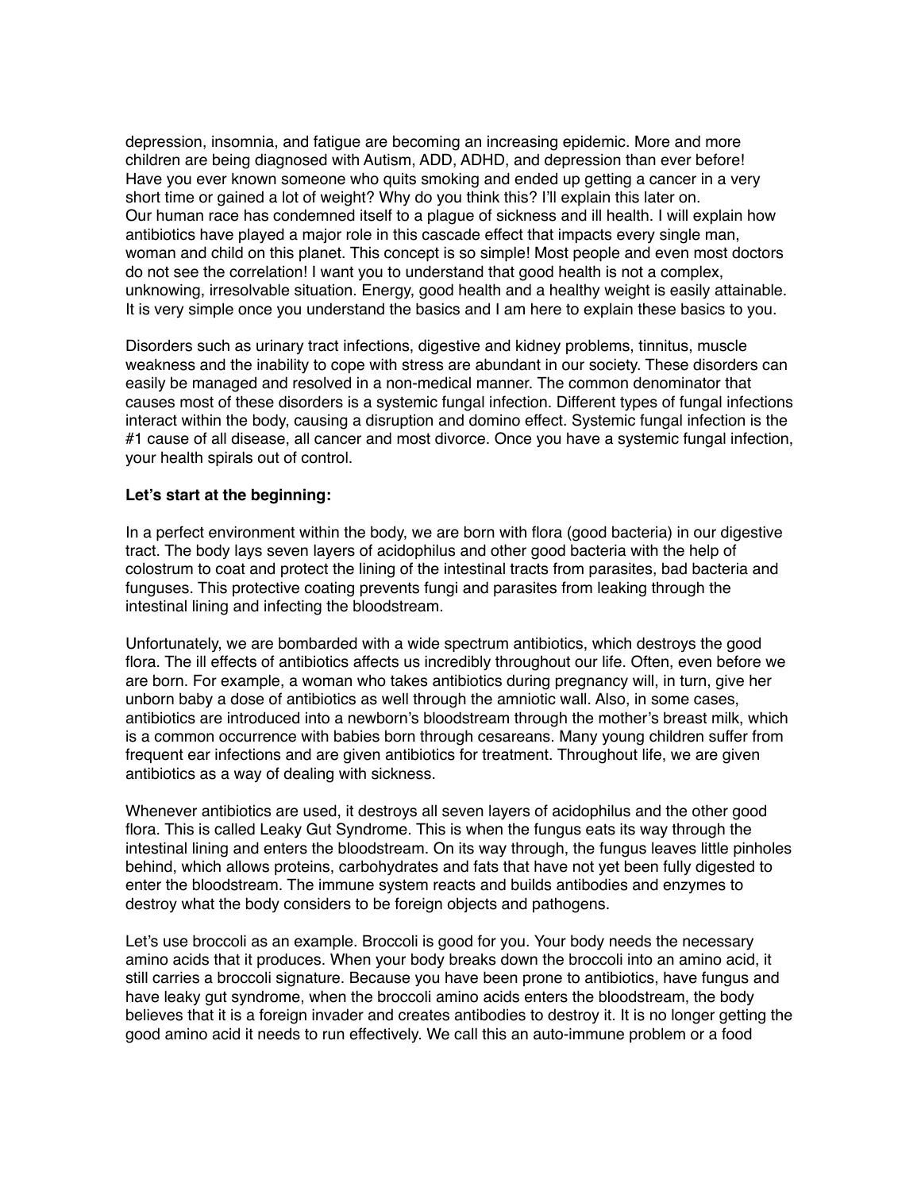depression, insomnia, and fatigue are becoming an increasing epidemic. More and more children are being diagnosed with Autism, ADD, ADHD, and depression than ever before! Have you ever known someone who quits smoking and ended up getting a cancer in a very short time or gained a lot of weight? Why do you think this? I'll explain this later on. Our human race has condemned itself to a plague of sickness and ill health. I will explain how antibiotics have played a major role in this cascade effect that impacts every single man, woman and child on this planet. This concept is so simple! Most people and even most doctors do not see the correlation! I want you to understand that good health is not a complex, unknowing, irresolvable situation. Energy, good health and a healthy weight is easily attainable. It is very simple once you understand the basics and I am here to explain these basics to you.

Disorders such as urinary tract infections, digestive and kidney problems, tinnitus, muscle weakness and the inability to cope with stress are abundant in our society. These disorders can easily be managed and resolved in a non-medical manner. The common denominator that causes most of these disorders is a systemic fungal infection. Different types of fungal infections interact within the body, causing a disruption and domino effect. Systemic fungal infection is the #1 cause of all disease, all cancer and most divorce. Once you have a systemic fungal infection, your health spirals out of control.

**Let's start at the beginning:**

In a perfect environment within the body, we are born with flora (good bacteria) in our digestive tract. The body lays seven layers of acidophilus and other good bacteria with the help of colostrum to coat and protect the lining of the intestinal tracts from parasites, bad bacteria and funguses. This protective coating prevents fungi and parasites from leaking through the intestinal lining and infecting the bloodstream.

Unfortunately, we are bombarded with a wide spectrum antibiotics, which destroys the good flora. The ill effects of antibiotics affects us incredibly throughout our life. Often, even before we are born. For example, a woman who takes antibiotics during pregnancy will, in turn, give her unborn baby a dose of antibiotics as well through the amniotic wall. Also, in some cases, antibiotics are introduced into a newborn's bloodstream through the mother's breast milk, which is a common occurrence with babies born through cesareans. Many young children suffer from frequent ear infections and are given antibiotics for treatment. Throughout life, we are given antibiotics as a way of dealing with sickness.

Whenever antibiotics are used, it destroys all seven layers of acidophilus and the other good flora. This is called Leaky Gut Syndrome. This is when the fungus eats its way through the intestinal lining and enters the bloodstream. On its way through, the fungus leaves little pinholes behind, which allows proteins, carbohydrates and fats that have not yet been fully digested to enter the bloodstream. The immune system reacts and builds antibodies and enzymes to destroy what the body considers to be foreign objects and pathogens.

Let's use broccoli as an example. Broccoli is good for you. Your body needs the necessary amino acids that it produces. When your body breaks down the broccoli into an amino acid, it still carries a broccoli signature. Because you have been prone to antibiotics, have fungus and have leaky gut syndrome, when the broccoli amino acids enters the bloodstream, the body believes that it is a foreign invader and creates antibodies to destroy it. It is no longer getting the good amino acid it needs to run effectively. We call this an auto-immune problem or a food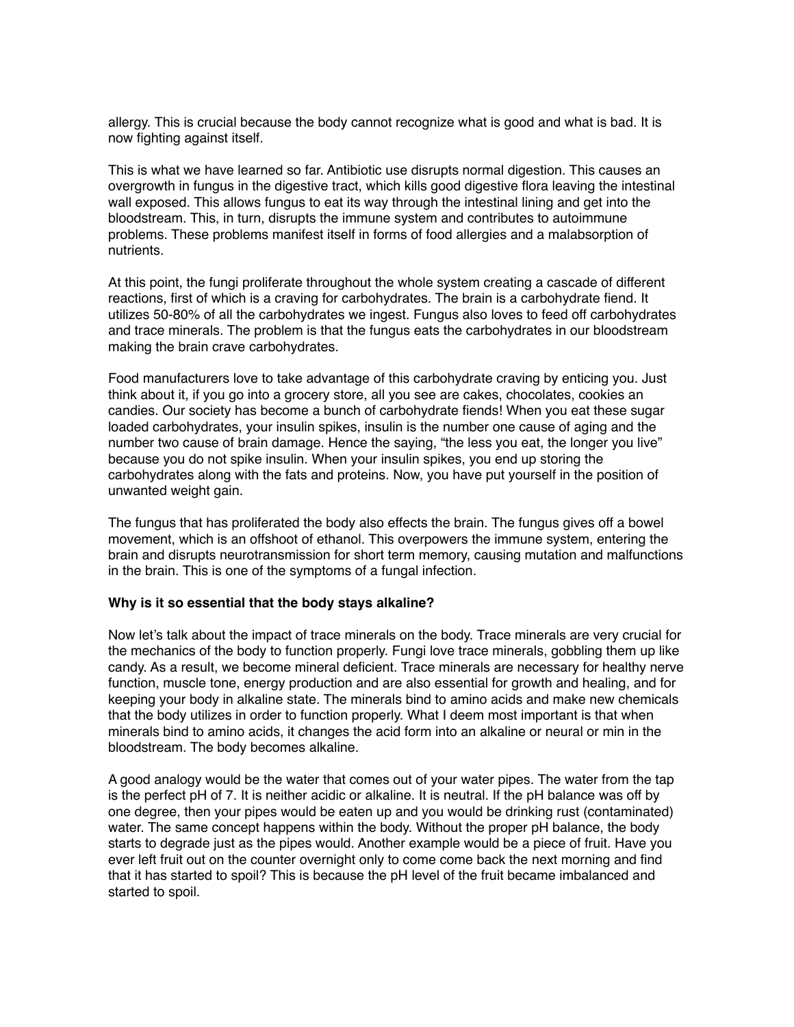allergy. This is crucial because the body cannot recognize what is good and what is bad. It is now fighting against itself.

This is what we have learned so far. Antibiotic use disrupts normal digestion. This causes an overgrowth in fungus in the digestive tract, which kills good digestive flora leaving the intestinal wall exposed. This allows fungus to eat its way through the intestinal lining and get into the bloodstream. This, in turn, disrupts the immune system and contributes to autoimmune problems. These problems manifest itself in forms of food allergies and a malabsorption of nutrients.

At this point, the fungi proliferate throughout the whole system creating a cascade of different reactions, first of which is a craving for carbohydrates. The brain is a carbohydrate fiend. It utilizes 50-80% of all the carbohydrates we ingest. Fungus also loves to feed off carbohydrates and trace minerals. The problem is that the fungus eats the carbohydrates in our bloodstream making the brain crave carbohydrates.

Food manufacturers love to take advantage of this carbohydrate craving by enticing you. Just think about it, if you go into a grocery store, all you see are cakes, chocolates, cookies an candies. Our society has become a bunch of carbohydrate fiends! When you eat these sugar loaded carbohydrates, your insulin spikes, insulin is the number one cause of aging and the number two cause of brain damage. Hence the saying, "the less you eat, the longer you live" because you do not spike insulin. When your insulin spikes, you end up storing the carbohydrates along with the fats and proteins. Now, you have put yourself in the position of unwanted weight gain.

The fungus that has proliferated the body also effects the brain. The fungus gives off a bowel movement, which is an offshoot of ethanol. This overpowers the immune system, entering the brain and disrupts neurotransmission for short term memory, causing mutation and malfunctions in the brain. This is one of the symptoms of a fungal infection.

**Why is it so essential that the body stays alkaline?**

Now let's talk about the impact of trace minerals on the body. Trace minerals are very crucial for the mechanics of the body to function properly. Fungi love trace minerals, gobbling them up like candy. As a result, we become mineral deficient. Trace minerals are necessary for healthy nerve function, muscle tone, energy production and are also essential for growth and healing, and for keeping your body in alkaline state. The minerals bind to amino acids and make new chemicals that the body utilizes in order to function properly. What I deem most important is that when minerals bind to amino acids, it changes the acid form into an alkaline or neural or min in the bloodstream. The body becomes alkaline.

A good analogy would be the water that comes out of your water pipes. The water from the tap is the perfect pH of 7. It is neither acidic or alkaline. It is neutral. If the pH balance was off by one degree, then your pipes would be eaten up and you would be drinking rust (contaminated) water. The same concept happens within the body. Without the proper pH balance, the body starts to degrade just as the pipes would. Another example would be a piece of fruit. Have you ever left fruit out on the counter overnight only to come come back the next morning and find that it has started to spoil? This is because the pH level of the fruit became imbalanced and started to spoil.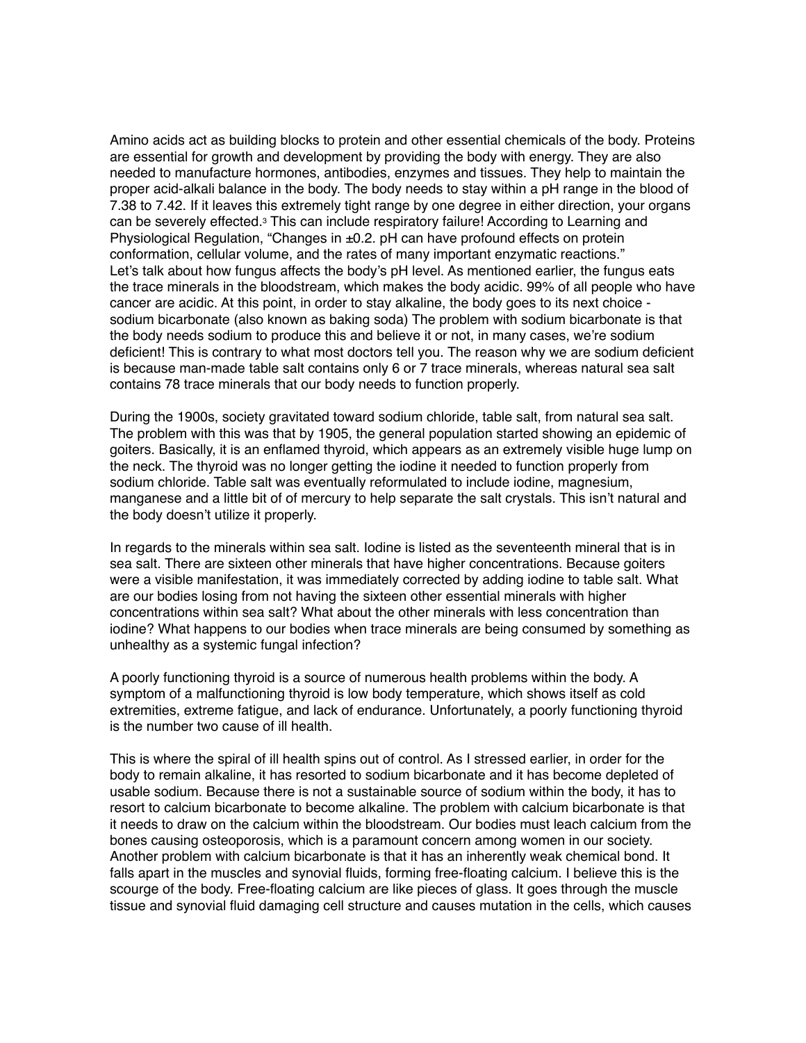Amino acids act as building blocks to protein and other essential chemicals of the body. Proteins are essential for growth and development by providing the body with energy. They are also needed to manufacture hormones, antibodies, enzymes and tissues. They help to maintain the proper acid-alkali balance in the body. The body needs to stay within a pH range in the blood of 7.38 to 7.42. If it leaves this extremely tight range by one degree in either direction, your organs can be severely effected.[3] This can include respiratory failure! According to Learning and Physiological Regulation, "Changes in ±0.2. pH can have profound effects on protein conformation, cellular volume, and the rates of many important enzymatic reactions."
Let's talk about how fungus affects the body's pH level. As mentioned earlier, the fungus eats the trace minerals in the bloodstream, which makes the body acidic. 99% of all people who have cancer are acidic. At this point, in order to stay alkaline, the body goes to its next choice - sodium bicarbonate (also known as baking soda) The problem with sodium bicarbonate is that the body needs sodium to produce this and believe it or not, in many cases, we're sodium deficient! This is contrary to what most doctors tell you. The reason why we are sodium deficient is because man-made table salt contains only 6 or 7 trace minerals, whereas natural sea salt contains 78 trace minerals that our body needs to function properly.

During the 1900s, society gravitated toward sodium chloride, table salt, from natural sea salt. The problem with this was that by 1905, the general population started showing an epidemic of goiters. Basically, it is an enflamed thyroid, which appears as an extremely visible huge lump on the neck. The thyroid was no longer getting the iodine it needed to function properly from sodium chloride. Table salt was eventually reformulated to include iodine, magnesium, manganese and a little bit of of mercury to help separate the salt crystals. This isn't natural and the body doesn't utilize it properly.

In regards to the minerals within sea salt. Iodine is listed as the seventeenth mineral that is in sea salt. There are sixteen other minerals that have higher concentrations. Because goiters were a visible manifestation, it was immediately corrected by adding iodine to table salt. What are our bodies losing from not having the sixteen other essential minerals with higher concentrations within sea salt? What about the other minerals with less concentration than iodine? What happens to our bodies when trace minerals are being consumed by something as unhealthy as a systemic fungal infection?

A poorly functioning thyroid is a source of numerous health problems within the body. A symptom of a malfunctioning thyroid is low body temperature, which shows itself as cold extremities, extreme fatigue, and lack of endurance. Unfortunately, a poorly functioning thyroid is the number two cause of ill health.

This is where the spiral of ill health spins out of control. As I stressed earlier, in order for the body to remain alkaline, it has resorted to sodium bicarbonate and it has become depleted of usable sodium. Because there is not a sustainable source of sodium within the body, it has to resort to calcium bicarbonate to become alkaline. The problem with calcium bicarbonate is that it needs to draw on the calcium within the bloodstream. Our bodies must leach calcium from the bones causing osteoporosis, which is a paramount concern among women in our society. Another problem with calcium bicarbonate is that it has an inherently weak chemical bond. It falls apart in the muscles and synovial fluids, forming free-floating calcium. I believe this is the scourge of the body. Free-floating calcium are like pieces of glass. It goes through the muscle tissue and synovial fluid damaging cell structure and causes mutation in the cells, which causes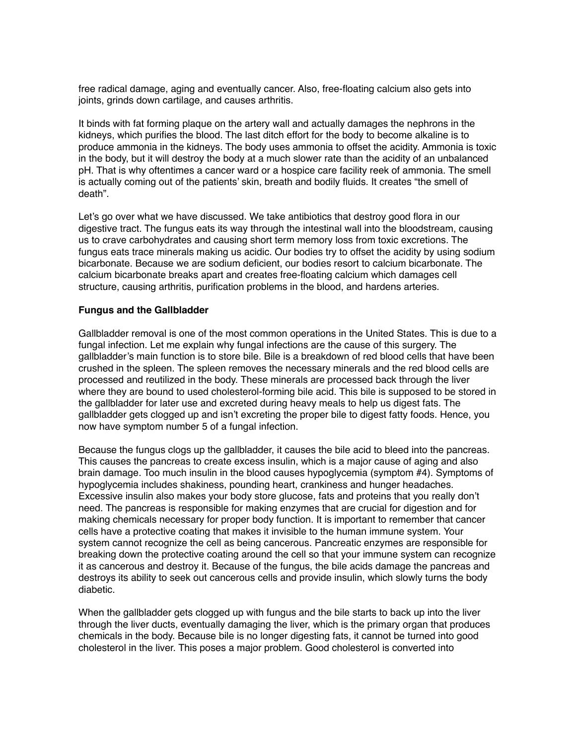free radical damage, aging and eventually cancer. Also, free-floating calcium also gets into joints, grinds down cartilage, and causes arthritis.

It binds with fat forming plaque on the artery wall and actually damages the nephrons in the kidneys, which purifies the blood. The last ditch effort for the body to become alkaline is to produce ammonia in the kidneys. The body uses ammonia to offset the acidity. Ammonia is toxic in the body, but it will destroy the body at a much slower rate than the acidity of an unbalanced pH. That is why oftentimes a cancer ward or a hospice care facility reek of ammonia. The smell is actually coming out of the patients' skin, breath and bodily fluids. It creates "the smell of death".

Let's go over what we have discussed. We take antibiotics that destroy good flora in our digestive tract. The fungus eats its way through the intestinal wall into the bloodstream, causing us to crave carbohydrates and causing short term memory loss from toxic excretions. The fungus eats trace minerals making us acidic. Our bodies try to offset the acidity by using sodium bicarbonate. Because we are sodium deficient, our bodies resort to calcium bicarbonate. The calcium bicarbonate breaks apart and creates free-floating calcium which damages cell structure, causing arthritis, purification problems in the blood, and hardens arteries.

**Fungus and the Gallbladder**

Gallbladder removal is one of the most common operations in the United States. This is due to a fungal infection. Let me explain why fungal infections are the cause of this surgery. The gallbladder's main function is to store bile. Bile is a breakdown of red blood cells that have been crushed in the spleen. The spleen removes the necessary minerals and the red blood cells are processed and reutilized in the body. These minerals are processed back through the liver where they are bound to used cholesterol-forming bile acid. This bile is supposed to be stored in the gallbladder for later use and excreted during heavy meals to help us digest fats. The gallbladder gets clogged up and isn't excreting the proper bile to digest fatty foods. Hence, you now have symptom number 5 of a fungal infection.

Because the fungus clogs up the gallbladder, it causes the bile acid to bleed into the pancreas. This causes the pancreas to create excess insulin, which is a major cause of aging and also brain damage. Too much insulin in the blood causes hypoglycemia (symptom #4). Symptoms of hypoglycemia includes shakiness, pounding heart, crankiness and hunger headaches. Excessive insulin also makes your body store glucose, fats and proteins that you really don't need. The pancreas is responsible for making enzymes that are crucial for digestion and for making chemicals necessary for proper body function. It is important to remember that cancer cells have a protective coating that makes it invisible to the human immune system. Your system cannot recognize the cell as being cancerous. Pancreatic enzymes are responsible for breaking down the protective coating around the cell so that your immune system can recognize it as cancerous and destroy it. Because of the fungus, the bile acids damage the pancreas and destroys its ability to seek out cancerous cells and provide insulin, which slowly turns the body diabetic.

When the gallbladder gets clogged up with fungus and the bile starts to back up into the liver through the liver ducts, eventually damaging the liver, which is the primary organ that produces chemicals in the body. Because bile is no longer digesting fats, it cannot be turned into good cholesterol in the liver. This poses a major problem. Good cholesterol is converted into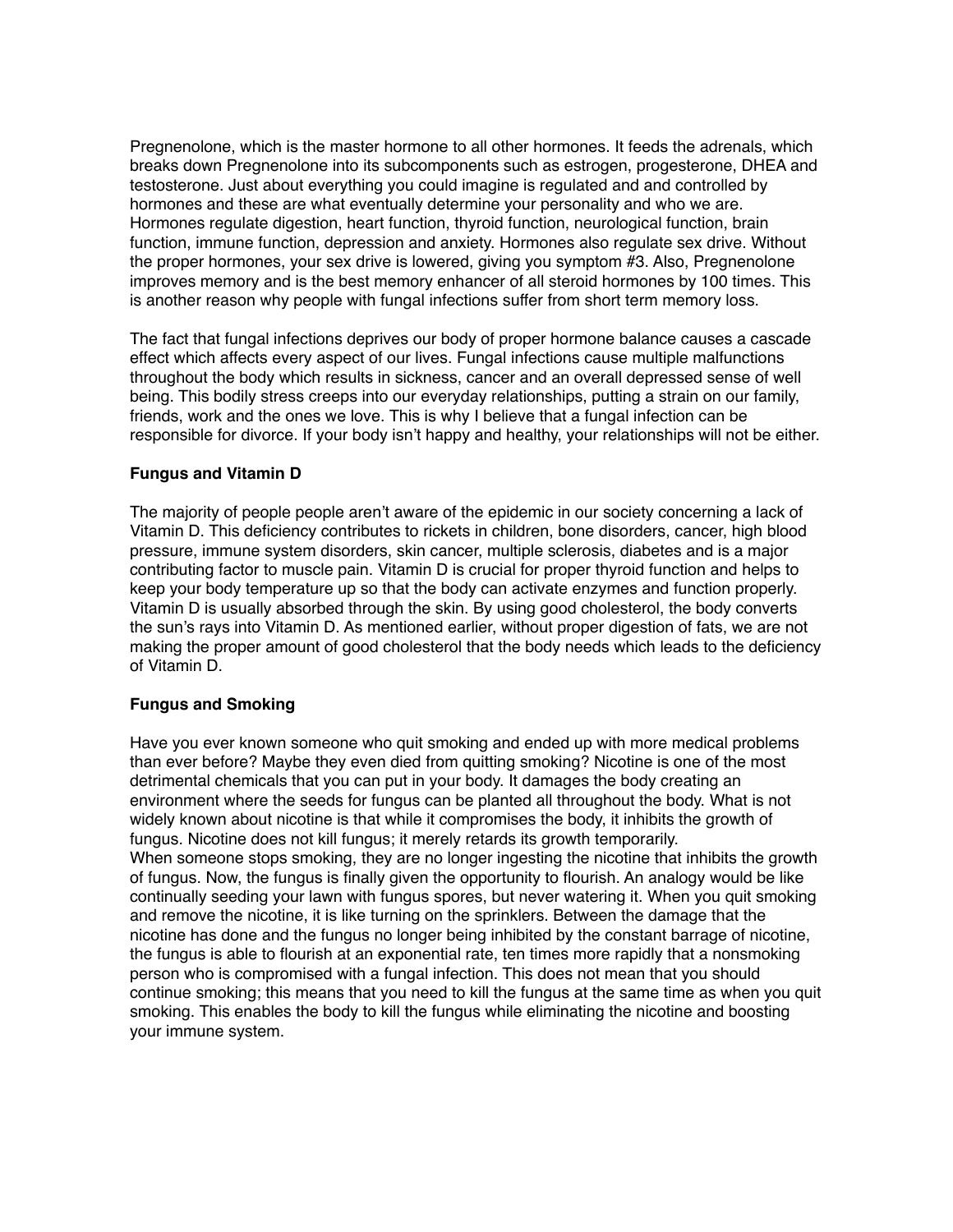Pregnenolone, which is the master hormone to all other hormones. It feeds the adrenals, which breaks down Pregnenolone into its subcomponents such as estrogen, progesterone, DHEA and testosterone. Just about everything you could imagine is regulated and and controlled by hormones and these are what eventually determine your personality and who we are. Hormones regulate digestion, heart function, thyroid function, neurological function, brain function, immune function, depression and anxiety. Hormones also regulate sex drive. Without the proper hormones, your sex drive is lowered, giving you symptom #3. Also, Pregnenolone improves memory and is the best memory enhancer of all steroid hormones by 100 times. This is another reason why people with fungal infections suffer from short term memory loss.

The fact that fungal infections deprives our body of proper hormone balance causes a cascade effect which affects every aspect of our lives. Fungal infections cause multiple malfunctions throughout the body which results in sickness, cancer and an overall depressed sense of well being. This bodily stress creeps into our everyday relationships, putting a strain on our family, friends, work and the ones we love. This is why I believe that a fungal infection can be responsible for divorce. If your body isn't happy and healthy, your relationships will not be either.

**Fungus and Vitamin D**

The majority of people people aren't aware of the epidemic in our society concerning a lack of Vitamin D. This deficiency contributes to rickets in children, bone disorders, cancer, high blood pressure, immune system disorders, skin cancer, multiple sclerosis, diabetes and is a major contributing factor to muscle pain. Vitamin D is crucial for proper thyroid function and helps to keep your body temperature up so that the body can activate enzymes and function properly. Vitamin D is usually absorbed through the skin. By using good cholesterol, the body converts the sun's rays into Vitamin D. As mentioned earlier, without proper digestion of fats, we are not making the proper amount of good cholesterol that the body needs which leads to the deficiency of Vitamin D.

**Fungus and Smoking**

Have you ever known someone who quit smoking and ended up with more medical problems than ever before? Maybe they even died from quitting smoking? Nicotine is one of the most detrimental chemicals that you can put in your body. It damages the body creating an environment where the seeds for fungus can be planted all throughout the body. What is not widely known about nicotine is that while it compromises the body, it inhibits the growth of fungus. Nicotine does not kill fungus; it merely retards its growth temporarily.
When someone stops smoking, they are no longer ingesting the nicotine that inhibits the growth of fungus. Now, the fungus is finally given the opportunity to flourish. An analogy would be like continually seeding your lawn with fungus spores, but never watering it. When you quit smoking and remove the nicotine, it is like turning on the sprinklers. Between the damage that the nicotine has done and the fungus no longer being inhibited by the constant barrage of nicotine, the fungus is able to flourish at an exponential rate, ten times more rapidly that a nonsmoking person who is compromised with a fungal infection. This does not mean that you should continue smoking; this means that you need to kill the fungus at the same time as when you quit smoking. This enables the body to kill the fungus while eliminating the nicotine and boosting your immune system.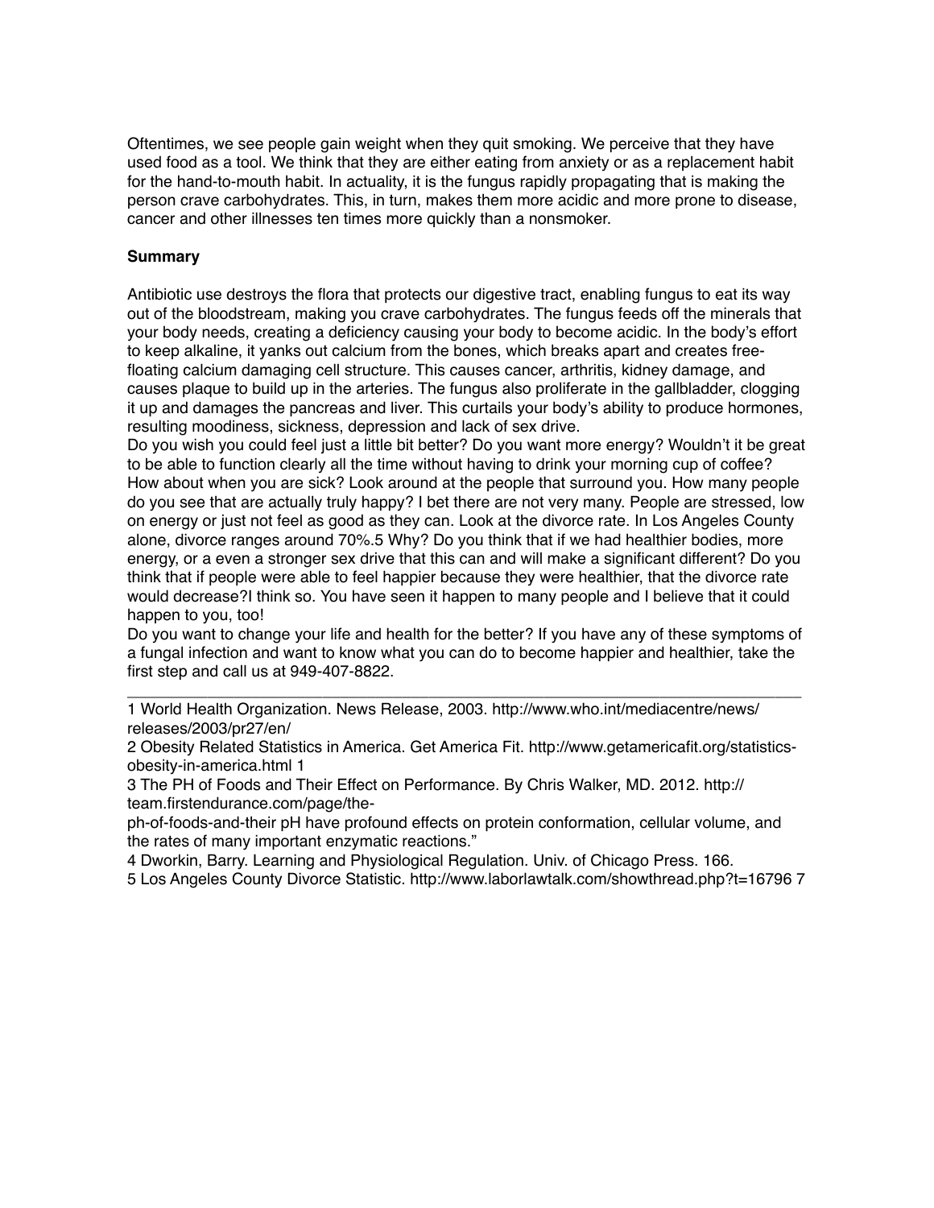Oftentimes, we see people gain weight when they quit smoking. We perceive that they have used food as a tool. We think that they are either eating from anxiety or as a replacement habit for the hand-to-mouth habit. In actuality, it is the fungus rapidly propagating that is making the person crave carbohydrates. This, in turn, makes them more acidic and more prone to disease, cancer and other illnesses ten times more quickly than a nonsmoker.

**Summary**

Antibiotic use destroys the flora that protects our digestive tract, enabling fungus to eat its way out of the bloodstream, making you crave carbohydrates. The fungus feeds off the minerals that your body needs, creating a deficiency causing your body to become acidic. In the body's effort to keep alkaline, it yanks out calcium from the bones, which breaks apart and creates free-floating calcium damaging cell structure. This causes cancer, arthritis, kidney damage, and causes plaque to build up in the arteries. The fungus also proliferate in the gallbladder, clogging it up and damages the pancreas and liver. This curtails your body's ability to produce hormones, resulting moodiness, sickness, depression and lack of sex drive.

Do you wish you could feel just a little bit better? Do you want more energy? Wouldn't it be great to be able to function clearly all the time without having to drink your morning cup of coffee? How about when you are sick? Look around at the people that surround you. How many people do you see that are actually truly happy? I bet there are not very many. People are stressed, low on energy or just not feel as good as they can. Look at the divorce rate. In Los Angeles County alone, divorce ranges around 70%.[5] Why? Do you think that if we had healthier bodies, more energy, or a even a stronger sex drive that this can and will make a significant different? Do you think that if people were able to feel happier because they were healthier, that the divorce rate would decrease?I think so. You have seen it happen to many people and I believe that it could happen to you, too!

Do you want to change your life and health for the better? If you have any of these symptoms of a fungal infection and want to know what you can do to become happier and healthier, take the first step and call us at 949-407-8822.

---

1 World Health Organization. News Release, 2003. http://www.who.int/mediacentre/news/releases/2003/pr27/en/

2 Obesity Related Statistics in America. Get America Fit. http://www.getamericafit.org/statistics-obesity-in-america.html 1

3 The PH of Foods and Their Effect on Performance. By Chris Walker, MD. 2012. http://team.firstendurance.com/page/the-ph-of-foods-and-their pH have profound effects on protein conformation, cellular volume, and the rates of many important enzymatic reactions."

4 Dworkin, Barry. Learning and Physiological Regulation. Univ. of Chicago Press. 166.

5 Los Angeles County Divorce Statistic. http://www.laborlawtalk.com/showthread.php?t=16796 7